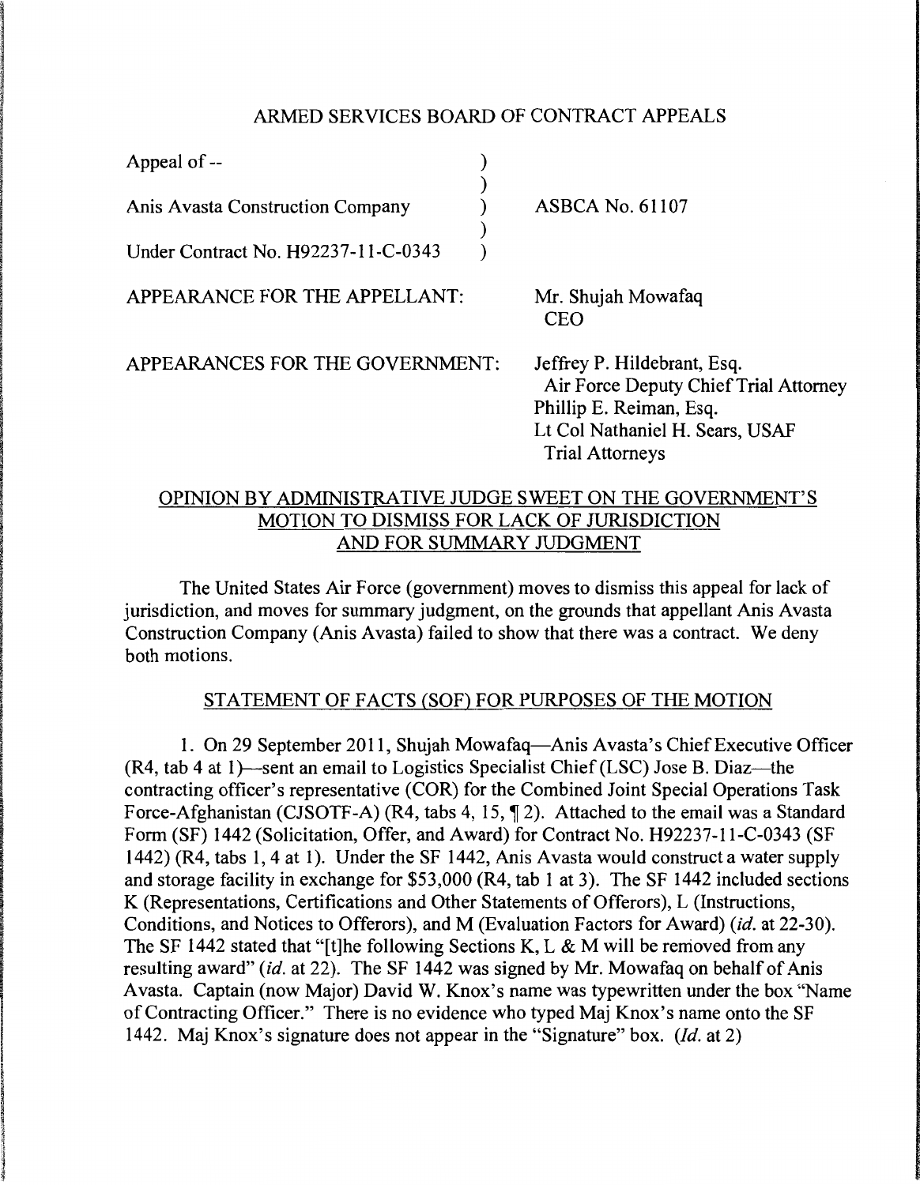ARMED SERVICES BOARD OF CONTRACT APPEALS

| | | |
|---|---|---|
| Appeal of -- | ) | |
| | ) | |
| Anis Avasta Construction Company | ) | ASBCA No. 61107 |
| | ) | |
| Under Contract No. H92237-11-C-0343 | ) | |

APPEARANCE FOR THE APPELLANT: Mr. Shujah Mowafaq
CEO

APPEARANCES FOR THE GOVERNMENT: Jeffrey P. Hildebrant, Esq.
Air Force Deputy Chief Trial Attorney
Phillip E. Reiman, Esq.
Lt Col Nathaniel H. Sears, USAF
Trial Attorneys

OPINION BY ADMINISTRATIVE JUDGE SWEET ON THE GOVERNMENT'S MOTION TO DISMISS FOR LACK OF JURISDICTION AND FOR SUMMARY JUDGMENT

The United States Air Force (government) moves to dismiss this appeal for lack of jurisdiction, and moves for summary judgment, on the grounds that appellant Anis Avasta Construction Company (Anis Avasta) failed to show that there was a contract. We deny both motions.

STATEMENT OF FACTS (SOF) FOR PURPOSES OF THE MOTION

1. On 29 September 2011, Shujah Mowafaq—Anis Avasta's Chief Executive Officer (R4, tab 4 at 1)—sent an email to Logistics Specialist Chief (LSC) Jose B. Diaz—the contracting officer's representative (COR) for the Combined Joint Special Operations Task Force-Afghanistan (CJSOTF-A) (R4, tabs 4, 15, ¶ 2). Attached to the email was a Standard Form (SF) 1442 (Solicitation, Offer, and Award) for Contract No. H92237-11-C-0343 (SF 1442) (R4, tabs 1, 4 at 1). Under the SF 1442, Anis Avasta would construct a water supply and storage facility in exchange for $53,000 (R4, tab 1 at 3). The SF 1442 included sections K (Representations, Certifications and Other Statements of Offerors), L (Instructions, Conditions, and Notices to Offerors), and M (Evaluation Factors for Award) (*id.* at 22-30). The SF 1442 stated that "[t]he following Sections K, L & M will be removed from any resulting award" (*id.* at 22). The SF 1442 was signed by Mr. Mowafaq on behalf of Anis Avasta. Captain (now Major) David W. Knox's name was typewritten under the box "Name of Contracting Officer." There is no evidence who typed Maj Knox's name onto the SF 1442. Maj Knox's signature does not appear in the "Signature" box. (*Id.* at 2)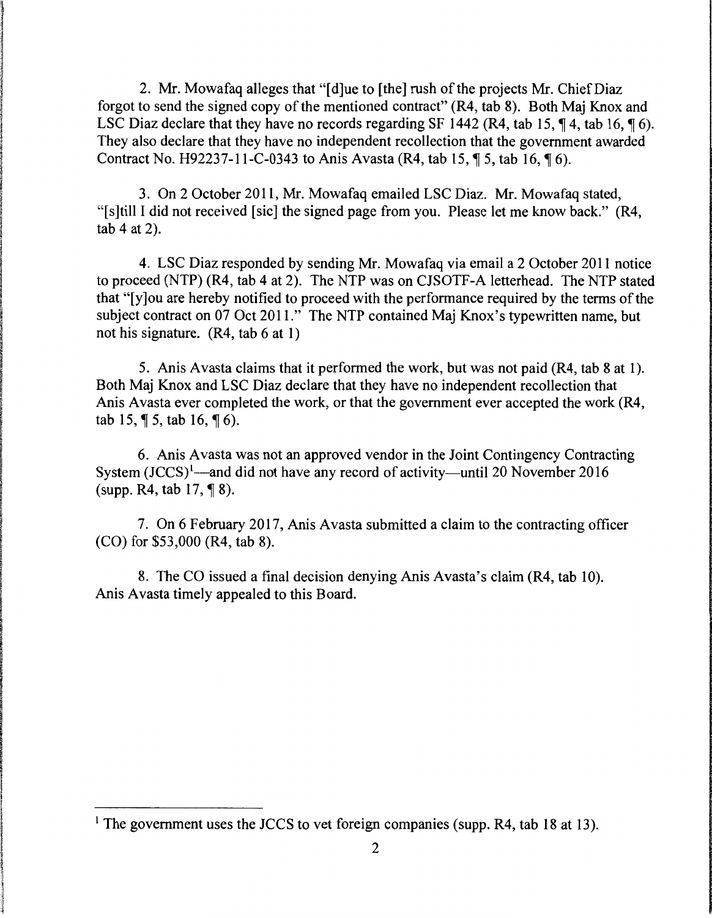2. Mr. Mowafaq alleges that "[d]ue to [the] rush of the projects Mr. Chief Diaz forgot to send the signed copy of the mentioned contract" (R4, tab 8). Both Maj Knox and LSC Diaz declare that they have no records regarding SF 1442 (R4, tab 15, ¶ 4, tab 16, ¶ 6). They also declare that they have no independent recollection that the government awarded Contract No. H92237-11-C-0343 to Anis Avasta (R4, tab 15, ¶ 5, tab 16, ¶ 6).

3. On 2 October 2011, Mr. Mowafaq emailed LSC Diaz. Mr. Mowafaq stated, "[s]till I did not received [sic] the signed page from you. Please let me know back." (R4, tab 4 at 2).

4. LSC Diaz responded by sending Mr. Mowafaq via email a 2 October 2011 notice to proceed (NTP) (R4, tab 4 at 2). The NTP was on CJSOTF-A letterhead. The NTP stated that "[y]ou are hereby notified to proceed with the performance required by the terms of the subject contract on 07 Oct 2011." The NTP contained Maj Knox's typewritten name, but not his signature. (R4, tab 6 at 1)

5. Anis Avasta claims that it performed the work, but was not paid (R4, tab 8 at 1). Both Maj Knox and LSC Diaz declare that they have no independent recollection that Anis Avasta ever completed the work, or that the government ever accepted the work (R4, tab 15, ¶ 5, tab 16, ¶ 6).

6. Anis Avasta was not an approved vendor in the Joint Contingency Contracting System (JCCS)[1]—and did not have any record of activity—until 20 November 2016 (supp. R4, tab 17, ¶ 8).

7. On 6 February 2017, Anis Avasta submitted a claim to the contracting officer (CO) for $53,000 (R4, tab 8).

8. The CO issued a final decision denying Anis Avasta's claim (R4, tab 10). Anis Avasta timely appealed to this Board.

[1] The government uses the JCCS to vet foreign companies (supp. R4, tab 18 at 13).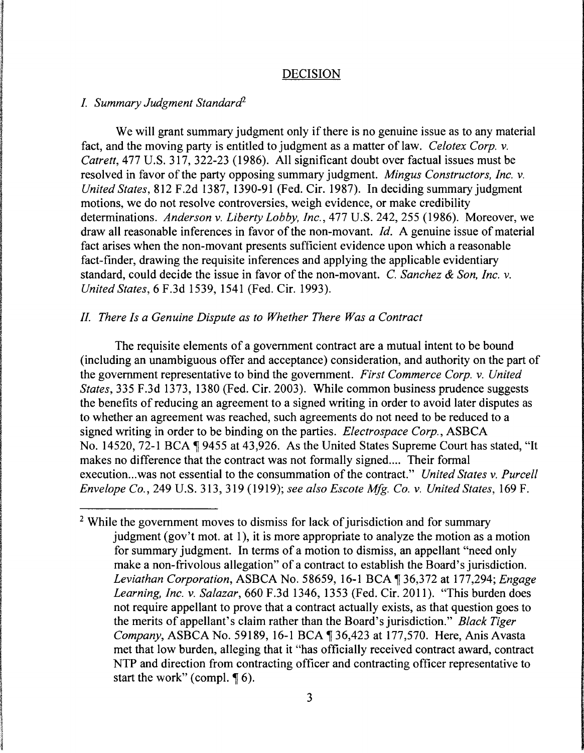## DECISION

### *I. Summary Judgment Standard*[2]

We will grant summary judgment only if there is no genuine issue as to any material fact, and the moving party is entitled to judgment as a matter of law. *Celotex Corp. v. Catrett*, 477 U.S. 317, 322-23 (1986). All significant doubt over factual issues must be resolved in favor of the party opposing summary judgment. *Mingus Constructors, Inc. v. United States*, 812 F.2d 1387, 1390-91 (Fed. Cir. 1987). In deciding summary judgment motions, we do not resolve controversies, weigh evidence, or make credibility determinations. *Anderson v. Liberty Lobby, Inc.*, 477 U.S. 242, 255 (1986). Moreover, we draw all reasonable inferences in favor of the non-movant. *Id.* A genuine issue of material fact arises when the non-movant presents sufficient evidence upon which a reasonable fact-finder, drawing the requisite inferences and applying the applicable evidentiary standard, could decide the issue in favor of the non-movant. *C. Sanchez & Son, Inc. v. United States*, 6 F.3d 1539, 1541 (Fed. Cir. 1993).

### *II. There Is a Genuine Dispute as to Whether There Was a Contract*

The requisite elements of a government contract are a mutual intent to be bound (including an unambiguous offer and acceptance) consideration, and authority on the part of the government representative to bind the government. *First Commerce Corp. v. United States*, 335 F.3d 1373, 1380 (Fed. Cir. 2003). While common business prudence suggests the benefits of reducing an agreement to a signed writing in order to avoid later disputes as to whether an agreement was reached, such agreements do not need to be reduced to a signed writing in order to be binding on the parties. *Electrospace Corp.*, ASBCA No. 14520, 72-1 BCA ¶ 9455 at 43,926. As the United States Supreme Court has stated, "It makes no difference that the contract was not formally signed.... Their formal execution...was not essential to the consummation of the contract." *United States v. Purcell Envelope Co.*, 249 U.S. 313, 319 (1919); *see also Escote Mfg. Co. v. United States*, 169 F.

---

[2] While the government moves to dismiss for lack of jurisdiction and for summary judgment (gov't mot. at 1), it is more appropriate to analyze the motion as a motion for summary judgment. In terms of a motion to dismiss, an appellant "need only make a non-frivolous allegation" of a contract to establish the Board's jurisdiction. *Leviathan Corporation*, ASBCA No. 58659, 16-1 BCA ¶ 36,372 at 177,294; *Engage Learning, Inc. v. Salazar*, 660 F.3d 1346, 1353 (Fed. Cir. 2011). "This burden does not require appellant to prove that a contract actually exists, as that question goes to the merits of appellant's claim rather than the Board's jurisdiction." *Black Tiger Company*, ASBCA No. 59189, 16-1 BCA ¶ 36,423 at 177,570. Here, Anis Avasta met that low burden, alleging that it "has officially received contract award, contract NTP and direction from contracting officer and contracting officer representative to start the work" (compl. ¶ 6).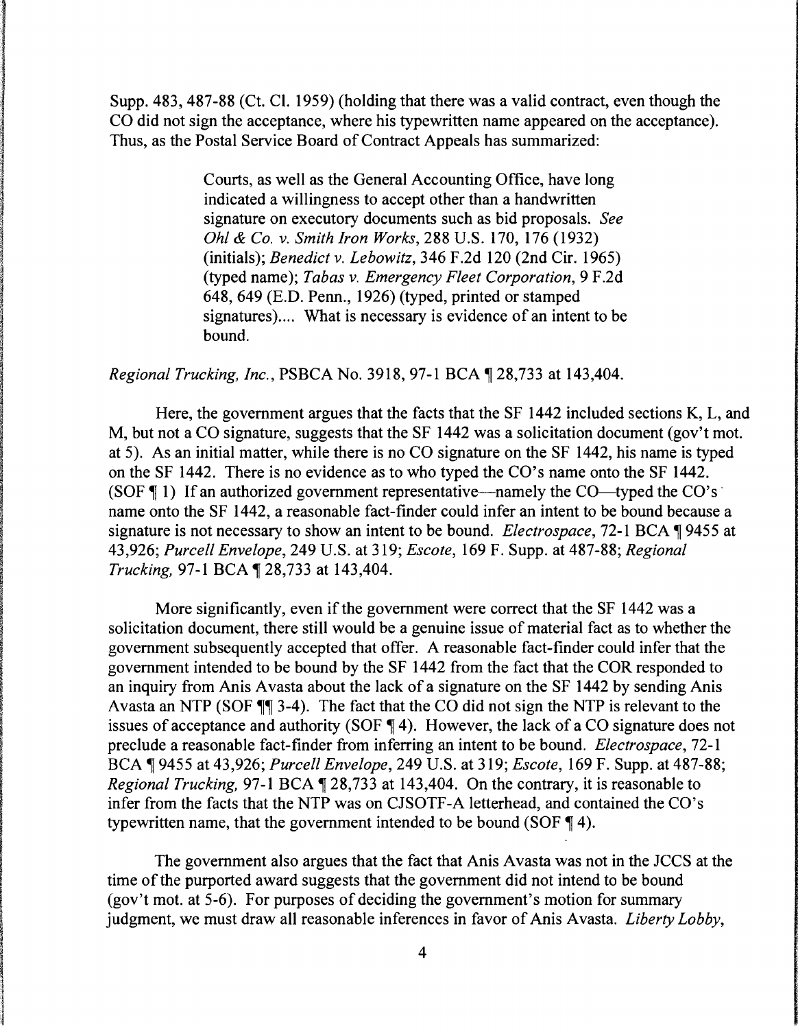Supp. 483, 487-88 (Ct. Cl. 1959) (holding that there was a valid contract, even though the CO did not sign the acceptance, where his typewritten name appeared on the acceptance). Thus, as the Postal Service Board of Contract Appeals has summarized:

> Courts, as well as the General Accounting Office, have long indicated a willingness to accept other than a handwritten signature on executory documents such as bid proposals. *See Ohl & Co. v. Smith Iron Works*, 288 U.S. 170, 176 (1932) (initials); *Benedict v. Lebowitz*, 346 F.2d 120 (2nd Cir. 1965) (typed name); *Tabas v. Emergency Fleet Corporation*, 9 F.2d 648, 649 (E.D. Penn., 1926) (typed, printed or stamped signatures).... What is necessary is evidence of an intent to be bound.

*Regional Trucking, Inc.*, PSBCA No. 3918, 97-1 BCA ¶ 28,733 at 143,404.

Here, the government argues that the facts that the SF 1442 included sections K, L, and M, but not a CO signature, suggests that the SF 1442 was a solicitation document (gov't mot. at 5). As an initial matter, while there is no CO signature on the SF 1442, his name is typed on the SF 1442. There is no evidence as to who typed the CO's name onto the SF 1442. (SOF ¶ 1) If an authorized government representative—namely the CO—typed the CO's name onto the SF 1442, a reasonable fact-finder could infer an intent to be bound because a signature is not necessary to show an intent to be bound. *Electrospace*, 72-1 BCA ¶ 9455 at 43,926; *Purcell Envelope*, 249 U.S. at 319; *Escote*, 169 F. Supp. at 487-88; *Regional Trucking*, 97-1 BCA ¶ 28,733 at 143,404.

More significantly, even if the government were correct that the SF 1442 was a solicitation document, there still would be a genuine issue of material fact as to whether the government subsequently accepted that offer. A reasonable fact-finder could infer that the government intended to be bound by the SF 1442 from the fact that the COR responded to an inquiry from Anis Avasta about the lack of a signature on the SF 1442 by sending Anis Avasta an NTP (SOF ¶¶ 3-4). The fact that the CO did not sign the NTP is relevant to the issues of acceptance and authority (SOF ¶ 4). However, the lack of a CO signature does not preclude a reasonable fact-finder from inferring an intent to be bound. *Electrospace*, 72-1 BCA ¶ 9455 at 43,926; *Purcell Envelope*, 249 U.S. at 319; *Escote*, 169 F. Supp. at 487-88; *Regional Trucking*, 97-1 BCA ¶ 28,733 at 143,404. On the contrary, it is reasonable to infer from the facts that the NTP was on CJSOTF-A letterhead, and contained the CO's typewritten name, that the government intended to be bound (SOF ¶ 4).

The government also argues that the fact that Anis Avasta was not in the JCCS at the time of the purported award suggests that the government did not intend to be bound (gov't mot. at 5-6). For purposes of deciding the government's motion for summary judgment, we must draw all reasonable inferences in favor of Anis Avasta. *Liberty Lobby*,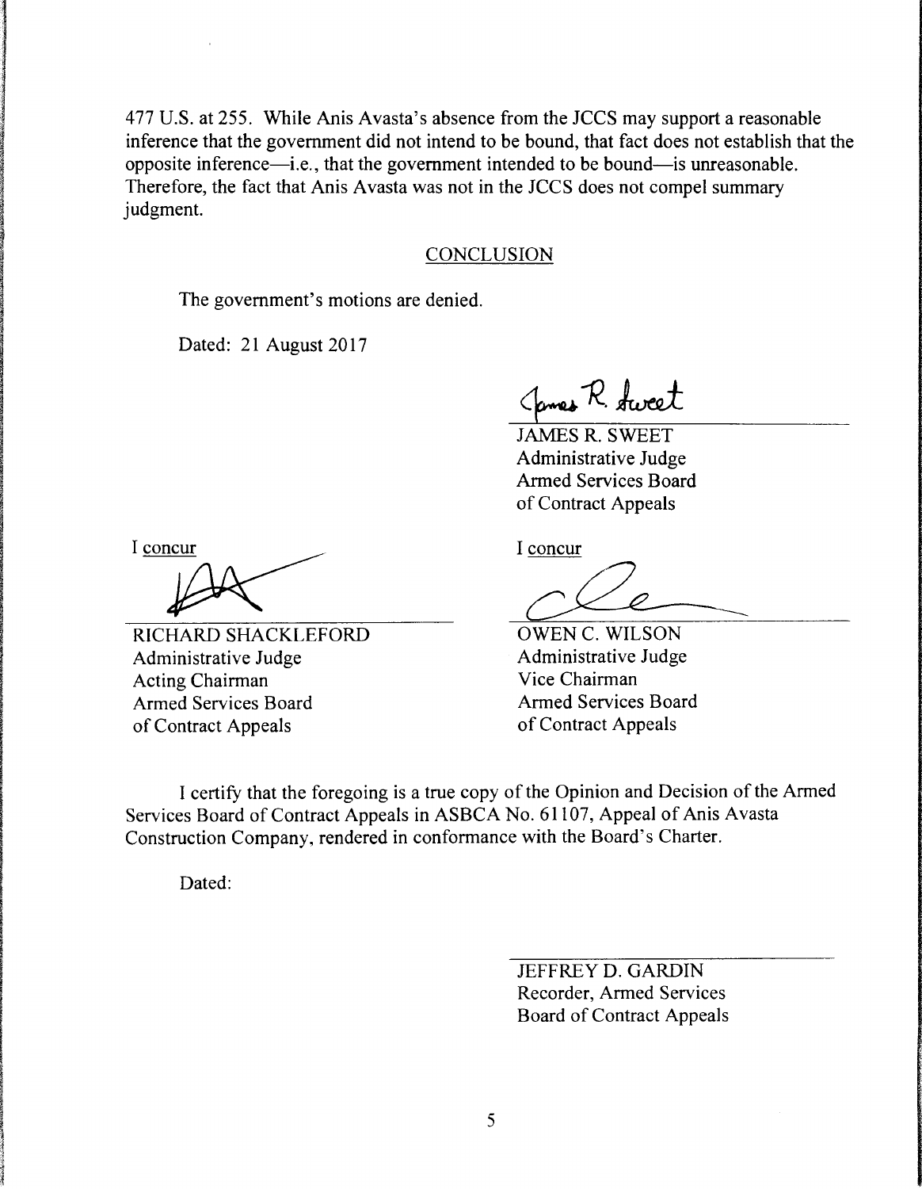477 U.S. at 255. While Anis Avasta's absence from the JCCS may support a reasonable inference that the government did not intend to be bound, that fact does not establish that the opposite inference—i.e., that the government intended to be bound—is unreasonable. Therefore, the fact that Anis Avasta was not in the JCCS does not compel summary judgment.

## CONCLUSION

The government's motions are denied.

Dated: 21 August 2017

JAMES R. SWEET
Administrative Judge
Armed Services Board
of Contract Appeals

I concur

RICHARD SHACKLEFORD
Administrative Judge
Acting Chairman
Armed Services Board
of Contract Appeals

I concur

OWEN C. WILSON
Administrative Judge
Vice Chairman
Armed Services Board
of Contract Appeals

I certify that the foregoing is a true copy of the Opinion and Decision of the Armed Services Board of Contract Appeals in ASBCA No. 61107, Appeal of Anis Avasta Construction Company, rendered in conformance with the Board's Charter.

Dated:

JEFFREY D. GARDIN
Recorder, Armed Services
Board of Contract Appeals